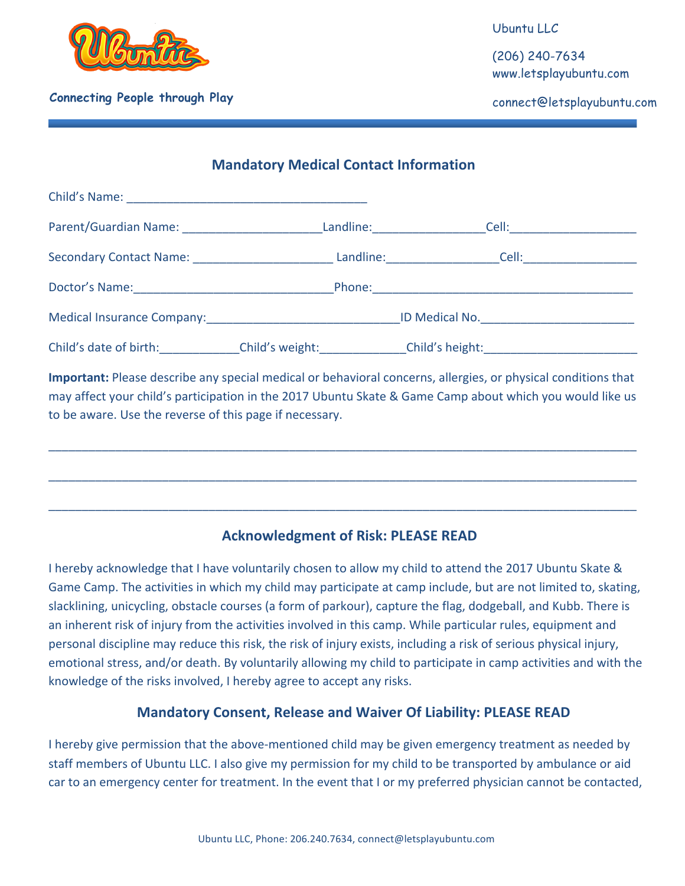Ubuntu LLC

(206) 240-7634
www.letsplayubuntu.com

connect@letsplayubuntu.com

Connecting People through Play

## Mandatory Medical Contact Information

Child's Name: ___________________________________

Parent/Guardian Name: ____________________Landline:________________Cell:__________________

Secondary Contact Name: ____________________ Landline:________________Cell:________________

Doctor's Name:_____________________________Phone:_____________________________________

Medical Insurance Company:____________________________ID Medical No.______________________

Child's date of birth:___________Child's weight:____________Child's height:______________________

**Important:** Please describe any special medical or behavioral concerns, allergies, or physical conditions that may affect your child's participation in the 2017 Ubuntu Skate & Game Camp about which you would like us to be aware. Use the reverse of this page if necessary.

_____________________________________________________________________________________

_____________________________________________________________________________________

_____________________________________________________________________________________

## Acknowledgment of Risk: PLEASE READ

I hereby acknowledge that I have voluntarily chosen to allow my child to attend the 2017 Ubuntu Skate & Game Camp. The activities in which my child may participate at camp include, but are not limited to, skating, slacklining, unicycling, obstacle courses (a form of parkour), capture the flag, dodgeball, and Kubb. There is an inherent risk of injury from the activities involved in this camp. While particular rules, equipment and personal discipline may reduce this risk, the risk of injury exists, including a risk of serious physical injury, emotional stress, and/or death. By voluntarily allowing my child to participate in camp activities and with the knowledge of the risks involved, I hereby agree to accept any risks.

## Mandatory Consent, Release and Waiver Of Liability: PLEASE READ

I hereby give permission that the above-mentioned child may be given emergency treatment as needed by staff members of Ubuntu LLC. I also give my permission for my child to be transported by ambulance or aid car to an emergency center for treatment. In the event that I or my preferred physician cannot be contacted,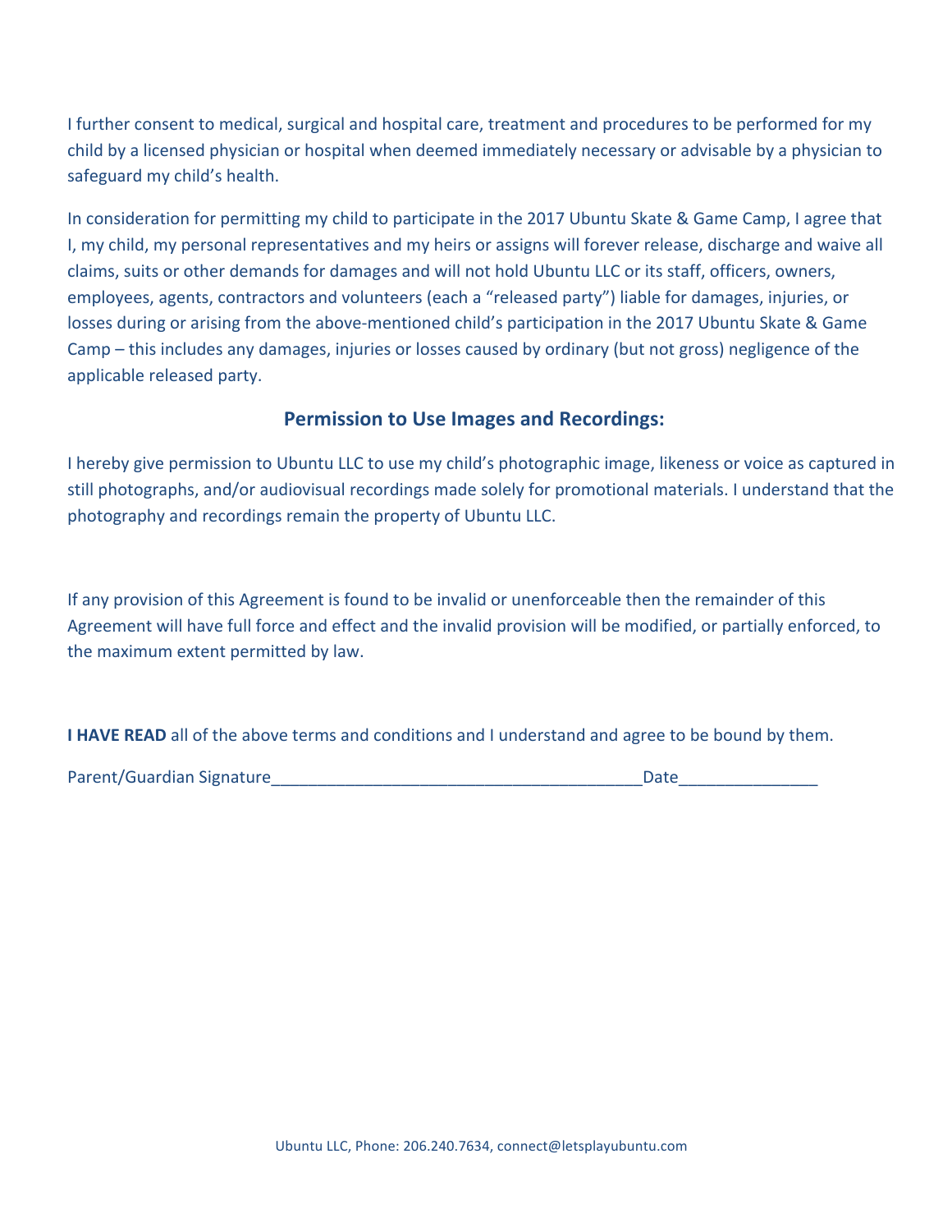I further consent to medical, surgical and hospital care, treatment and procedures to be performed for my child by a licensed physician or hospital when deemed immediately necessary or advisable by a physician to safeguard my child's health.

In consideration for permitting my child to participate in the 2017 Ubuntu Skate & Game Camp, I agree that I, my child, my personal representatives and my heirs or assigns will forever release, discharge and waive all claims, suits or other demands for damages and will not hold Ubuntu LLC or its staff, officers, owners, employees, agents, contractors and volunteers (each a "released party") liable for damages, injuries, or losses during or arising from the above-mentioned child's participation in the 2017 Ubuntu Skate & Game Camp – this includes any damages, injuries or losses caused by ordinary (but not gross) negligence of the applicable released party.

## Permission to Use Images and Recordings:

I hereby give permission to Ubuntu LLC to use my child's photographic image, likeness or voice as captured in still photographs, and/or audiovisual recordings made solely for promotional materials. I understand that the photography and recordings remain the property of Ubuntu LLC.

If any provision of this Agreement is found to be invalid or unenforceable then the remainder of this Agreement will have full force and effect and the invalid provision will be modified, or partially enforced, to the maximum extent permitted by law.

**I HAVE READ** all of the above terms and conditions and I understand and agree to be bound by them.

Parent/Guardian Signature_________________________________________Date_______________

Ubuntu LLC, Phone: 206.240.7634, connect@letsplayubuntu.com